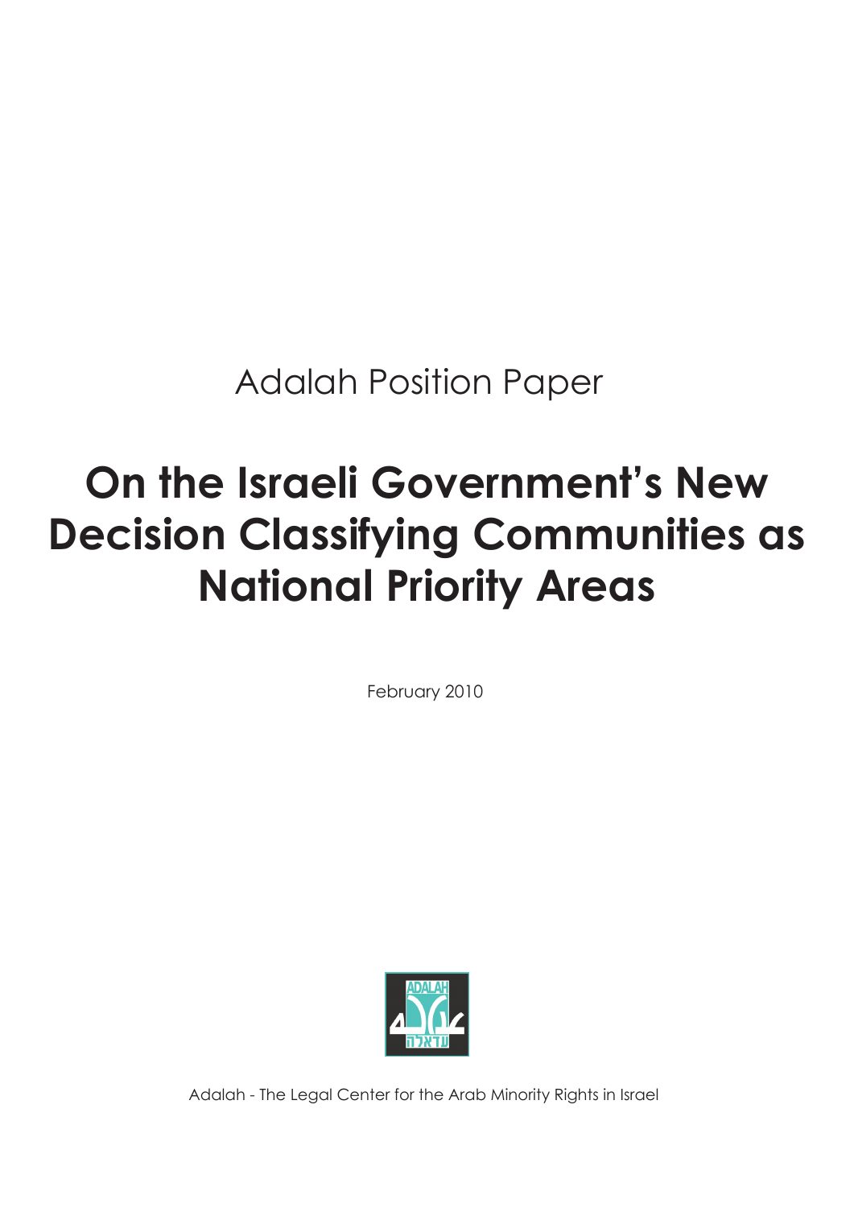Adalah Position Paper

# On the Israeli Government's New Decision Classifying Communities as National Priority Areas

February 2010

Adalah - The Legal Center for the Arab Minority Rights in Israel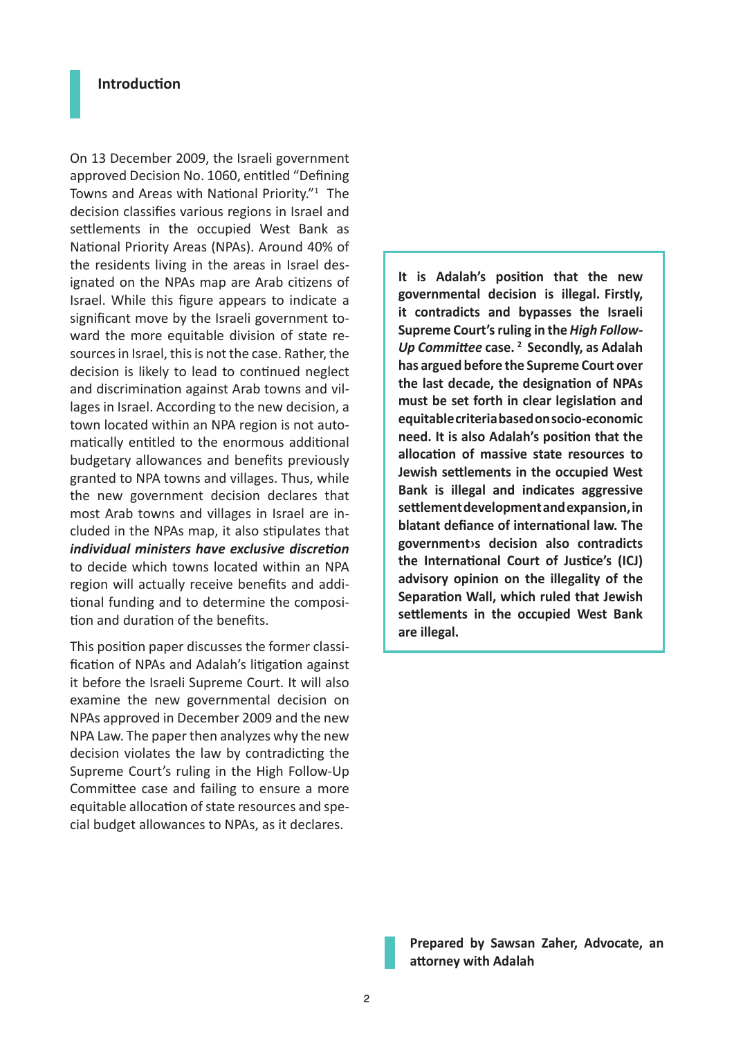## Introduction

On 13 December 2009, the Israeli government approved Decision No. 1060, entitled "Defining Towns and Areas with National Priority."[1] The decision classifies various regions in Israel and settlements in the occupied West Bank as National Priority Areas (NPAs). Around 40% of the residents living in the areas in Israel designated on the NPAs map are Arab citizens of Israel. While this figure appears to indicate a significant move by the Israeli government toward the more equitable division of state resources in Israel, this is not the case. Rather, the decision is likely to lead to continued neglect and discrimination against Arab towns and villages in Israel. According to the new decision, a town located within an NPA region is not automatically entitled to the enormous additional budgetary allowances and benefits previously granted to NPA towns and villages. Thus, while the new government decision declares that most Arab towns and villages in Israel are included in the NPAs map, it also stipulates that ***individual ministers have exclusive discretion*** to decide which towns located within an NPA region will actually receive benefits and additional funding and to determine the composition and duration of the benefits.

This position paper discusses the former classification of NPAs and Adalah's litigation against it before the Israeli Supreme Court. It will also examine the new governmental decision on NPAs approved in December 2009 and the new NPA Law. The paper then analyzes why the new decision violates the law by contradicting the Supreme Court's ruling in the High Follow-Up Committee case and failing to ensure a more equitable allocation of state resources and special budget allowances to NPAs, as it declares.

**It is Adalah's position that the new governmental decision is illegal. Firstly, it contradicts and bypasses the Israeli Supreme Court's ruling in the *High Follow-Up Committee* case.[2] Secondly, as Adalah has argued before the Supreme Court over the last decade, the designation of NPAs must be set forth in clear legislation and equitable criteria based on socio-economic need. It is also Adalah's position that the allocation of massive state resources to Jewish settlements in the occupied West Bank is illegal and indicates aggressive settlement development and expansion, in blatant defiance of international law. The government›s decision also contradicts the International Court of Justice's (ICJ) advisory opinion on the illegality of the Separation Wall, which ruled that Jewish settlements in the occupied West Bank are illegal.**

**Prepared by Sawsan Zaher, Advocate, an attorney with Adalah**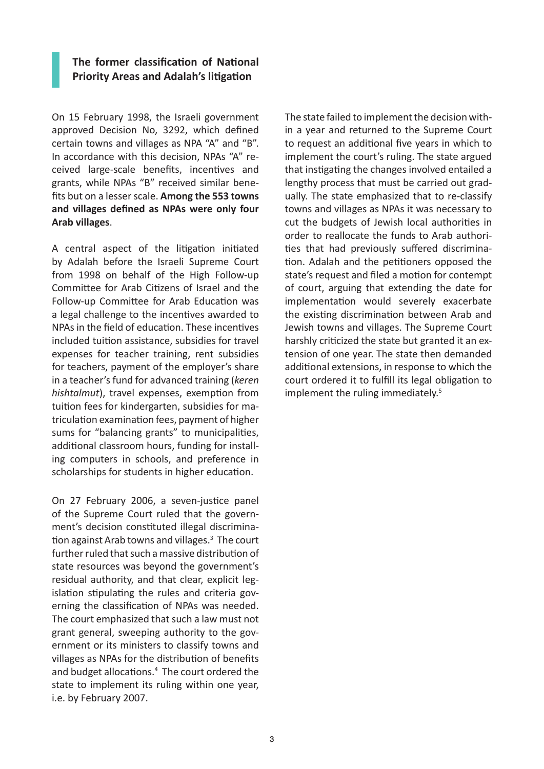## The former classification of National Priority Areas and Adalah's litigation

On 15 February 1998, the Israeli government approved Decision No, 3292, which defined certain towns and villages as NPA "A" and "B". In accordance with this decision, NPAs "A" received large-scale benefits, incentives and grants, while NPAs "B" received similar benefits but on a lesser scale. **Among the 553 towns and villages defined as NPAs were only four Arab villages**.

A central aspect of the litigation initiated by Adalah before the Israeli Supreme Court from 1998 on behalf of the High Follow-up Committee for Arab Citizens of Israel and the Follow-up Committee for Arab Education was a legal challenge to the incentives awarded to NPAs in the field of education. These incentives included tuition assistance, subsidies for travel expenses for teacher training, rent subsidies for teachers, payment of the employer's share in a teacher's fund for advanced training (*keren hishtalmut*), travel expenses, exemption from tuition fees for kindergarten, subsidies for matriculation examination fees, payment of higher sums for "balancing grants" to municipalities, additional classroom hours, funding for installing computers in schools, and preference in scholarships for students in higher education.

On 27 February 2006, a seven-justice panel of the Supreme Court ruled that the government's decision constituted illegal discrimination against Arab towns and villages.[3] The court further ruled that such a massive distribution of state resources was beyond the government's residual authority, and that clear, explicit legislation stipulating the rules and criteria governing the classification of NPAs was needed. The court emphasized that such a law must not grant general, sweeping authority to the government or its ministers to classify towns and villages as NPAs for the distribution of benefits and budget allocations.[4] The court ordered the state to implement its ruling within one year, i.e. by February 2007.

The state failed to implement the decision within a year and returned to the Supreme Court to request an additional five years in which to implement the court's ruling. The state argued that instigating the changes involved entailed a lengthy process that must be carried out gradually. The state emphasized that to re-classify towns and villages as NPAs it was necessary to cut the budgets of Jewish local authorities in order to reallocate the funds to Arab authorities that had previously suffered discrimination. Adalah and the petitioners opposed the state's request and filed a motion for contempt of court, arguing that extending the date for implementation would severely exacerbate the existing discrimination between Arab and Jewish towns and villages. The Supreme Court harshly criticized the state but granted it an extension of one year. The state then demanded additional extensions, in response to which the court ordered it to fulfill its legal obligation to implement the ruling immediately.[5]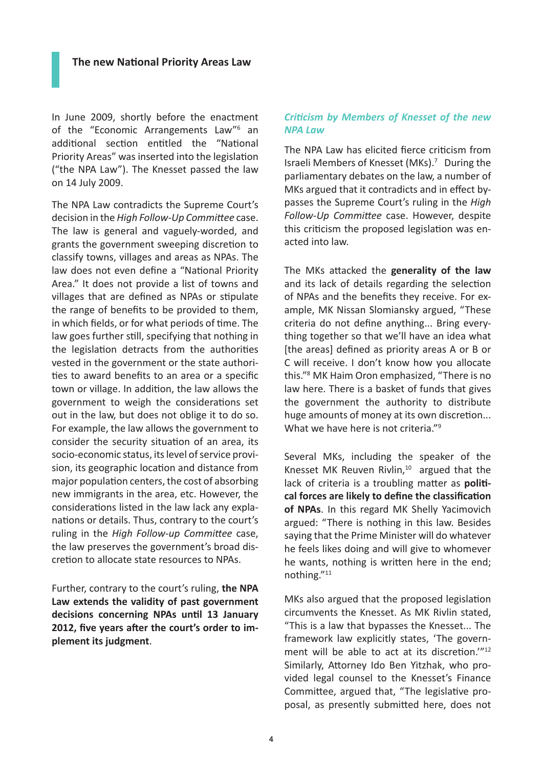## The new National Priority Areas Law

In June 2009, shortly before the enactment of the "Economic Arrangements Law"[6] an additional section entitled the "National Priority Areas" was inserted into the legislation ("the NPA Law"). The Knesset passed the law on 14 July 2009.

The NPA Law contradicts the Supreme Court's decision in the *High Follow-Up Committee* case. The law is general and vaguely-worded, and grants the government sweeping discretion to classify towns, villages and areas as NPAs. The law does not even define a "National Priority Area." It does not provide a list of towns and villages that are defined as NPAs or stipulate the range of benefits to be provided to them, in which fields, or for what periods of time. The law goes further still, specifying that nothing in the legislation detracts from the authorities vested in the government or the state authorities to award benefits to an area or a specific town or village. In addition, the law allows the government to weigh the considerations set out in the law, but does not oblige it to do so. For example, the law allows the government to consider the security situation of an area, its socio-economic status, its level of service provision, its geographic location and distance from major population centers, the cost of absorbing new immigrants in the area, etc. However, the considerations listed in the law lack any explanations or details. Thus, contrary to the court's ruling in the *High Follow-up Committee* case, the law preserves the government's broad discretion to allocate state resources to NPAs.

Further, contrary to the court's ruling, **the NPA Law extends the validity of past government decisions concerning NPAs until 13 January 2012, five years after the court's order to implement its judgment**.

### *Criticism by Members of Knesset of the new NPA Law*

The NPA Law has elicited fierce criticism from Israeli Members of Knesset (MKs).[7] During the parliamentary debates on the law, a number of MKs argued that it contradicts and in effect bypasses the Supreme Court's ruling in the *High Follow-Up Committee* case. However, despite this criticism the proposed legislation was enacted into law.

The MKs attacked the **generality of the law** and its lack of details regarding the selection of NPAs and the benefits they receive. For example, MK Nissan Slomiansky argued, "These criteria do not define anything... Bring everything together so that we'll have an idea what [the areas] defined as priority areas A or B or C will receive. I don't know how you allocate this."[8] MK Haim Oron emphasized, "There is no law here. There is a basket of funds that gives the government the authority to distribute huge amounts of money at its own discretion... What we have here is not criteria."[9]

Several MKs, including the speaker of the Knesset MK Reuven Rivlin,[10] argued that the lack of criteria is a troubling matter as **political forces are likely to define the classification of NPAs**. In this regard MK Shelly Yacimovich argued: "There is nothing in this law. Besides saying that the Prime Minister will do whatever he feels likes doing and will give to whomever he wants, nothing is written here in the end; nothing."[11]

MKs also argued that the proposed legislation circumvents the Knesset. As MK Rivlin stated, "This is a law that bypasses the Knesset... The framework law explicitly states, 'The government will be able to act at its discretion.'"[12] Similarly, Attorney Ido Ben Yitzhak, who provided legal counsel to the Knesset's Finance Committee, argued that, "The legislative proposal, as presently submitted here, does not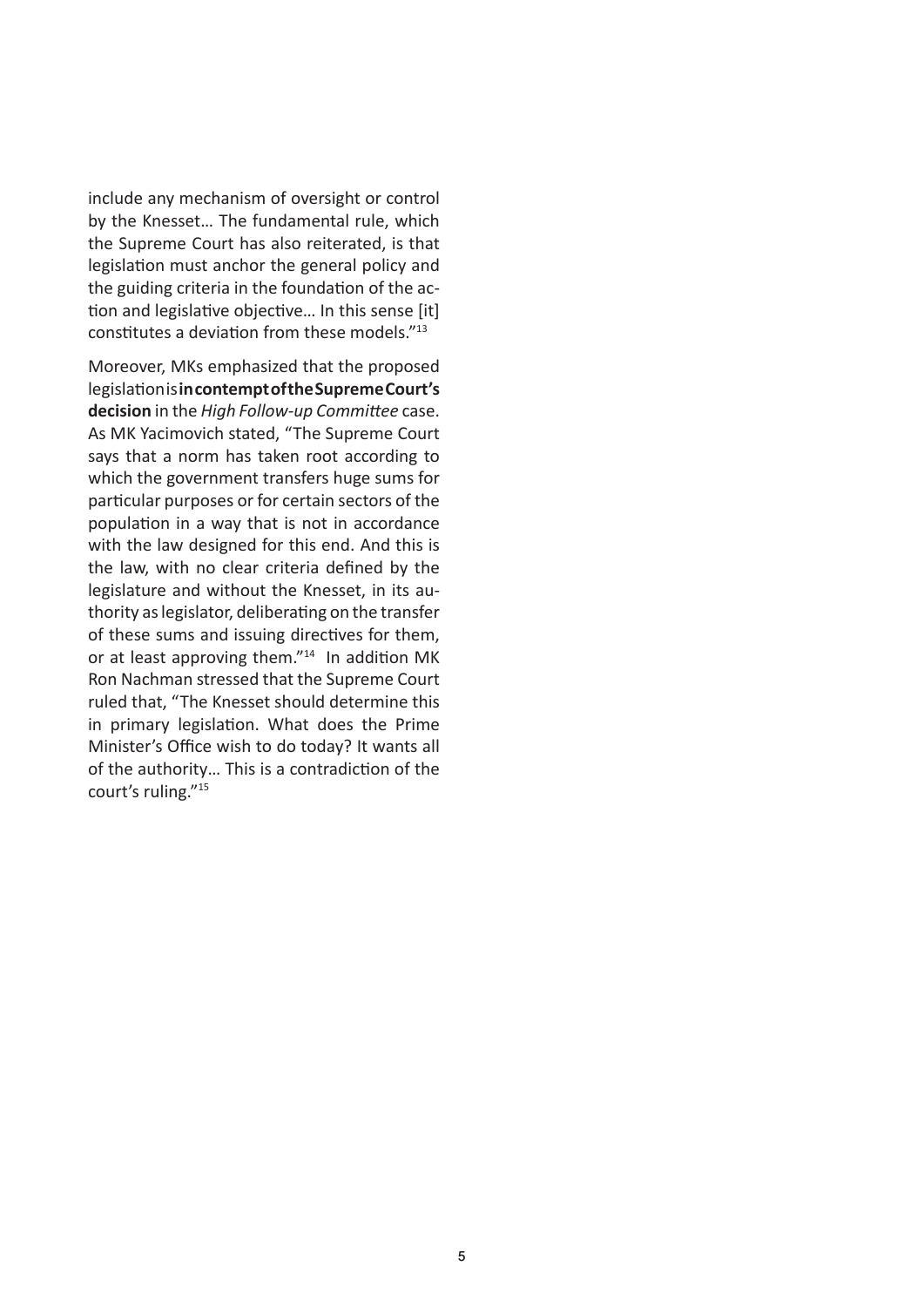include any mechanism of oversight or control by the Knesset… The fundamental rule, which the Supreme Court has also reiterated, is that legislation must anchor the general policy and the guiding criteria in the foundation of the action and legislative objective… In this sense [it] constitutes a deviation from these models."[13]

Moreover, MKs emphasized that the proposed legislation is **in contempt of the Supreme Court's decision** in the *High Follow-up Committee* case. As MK Yacimovich stated, "The Supreme Court says that a norm has taken root according to which the government transfers huge sums for particular purposes or for certain sectors of the population in a way that is not in accordance with the law designed for this end. And this is the law, with no clear criteria defined by the legislature and without the Knesset, in its authority as legislator, deliberating on the transfer of these sums and issuing directives for them, or at least approving them."[14] In addition MK Ron Nachman stressed that the Supreme Court ruled that, "The Knesset should determine this in primary legislation. What does the Prime Minister's Office wish to do today? It wants all of the authority… This is a contradiction of the court's ruling."[15]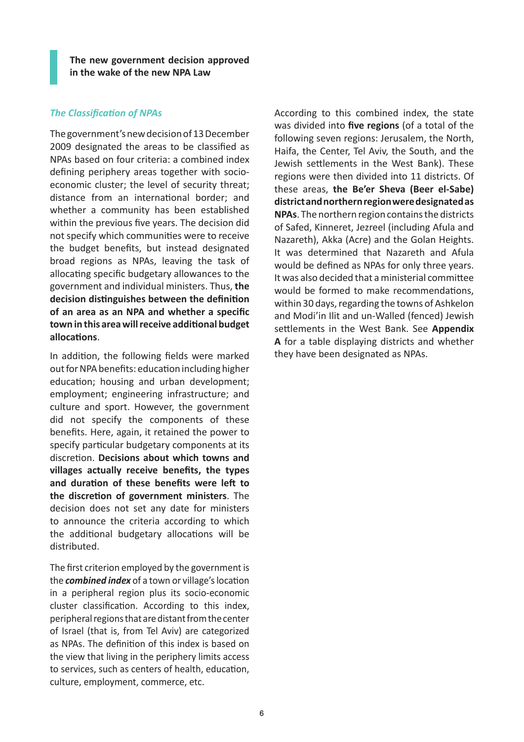## The new government decision approved in the wake of the new NPA Law

### *The Classification of NPAs*

The government's new decision of 13 December 2009 designated the areas to be classified as NPAs based on four criteria: a combined index defining periphery areas together with socio-economic cluster; the level of security threat; distance from an international border; and whether a community has been established within the previous five years. The decision did not specify which communities were to receive the budget benefits, but instead designated broad regions as NPAs, leaving the task of allocating specific budgetary allowances to the government and individual ministers. Thus, **the decision distinguishes between the definition of an area as an NPA and whether a specific town in this area will receive additional budget allocations**.

In addition, the following fields were marked out for NPA benefits: education including higher education; housing and urban development; employment; engineering infrastructure; and culture and sport. However, the government did not specify the components of these benefits. Here, again, it retained the power to specify particular budgetary components at its discretion. **Decisions about which towns and villages actually receive benefits, the types and duration of these benefits were left to the discretion of government ministers**. The decision does not set any date for ministers to announce the criteria according to which the additional budgetary allocations will be distributed.

The first criterion employed by the government is the ***combined index*** of a town or village's location in a peripheral region plus its socio-economic cluster classification. According to this index, peripheral regions that are distant from the center of Israel (that is, from Tel Aviv) are categorized as NPAs. The definition of this index is based on the view that living in the periphery limits access to services, such as centers of health, education, culture, employment, commerce, etc.

According to this combined index, the state was divided into **five regions** (of a total of the following seven regions: Jerusalem, the North, Haifa, the Center, Tel Aviv, the South, and the Jewish settlements in the West Bank). These regions were then divided into 11 districts. Of these areas, **the Be'er Sheva (Beer el-Sabe) district and northern region were designated as NPAs**. The northern region contains the districts of Safed, Kinneret, Jezreel (including Afula and Nazareth), Akka (Acre) and the Golan Heights. It was determined that Nazareth and Afula would be defined as NPAs for only three years. It was also decided that a ministerial committee would be formed to make recommendations, within 30 days, regarding the towns of Ashkelon and Modi'in Ilit and un-Walled (fenced) Jewish settlements in the West Bank. See **Appendix A** for a table displaying districts and whether they have been designated as NPAs.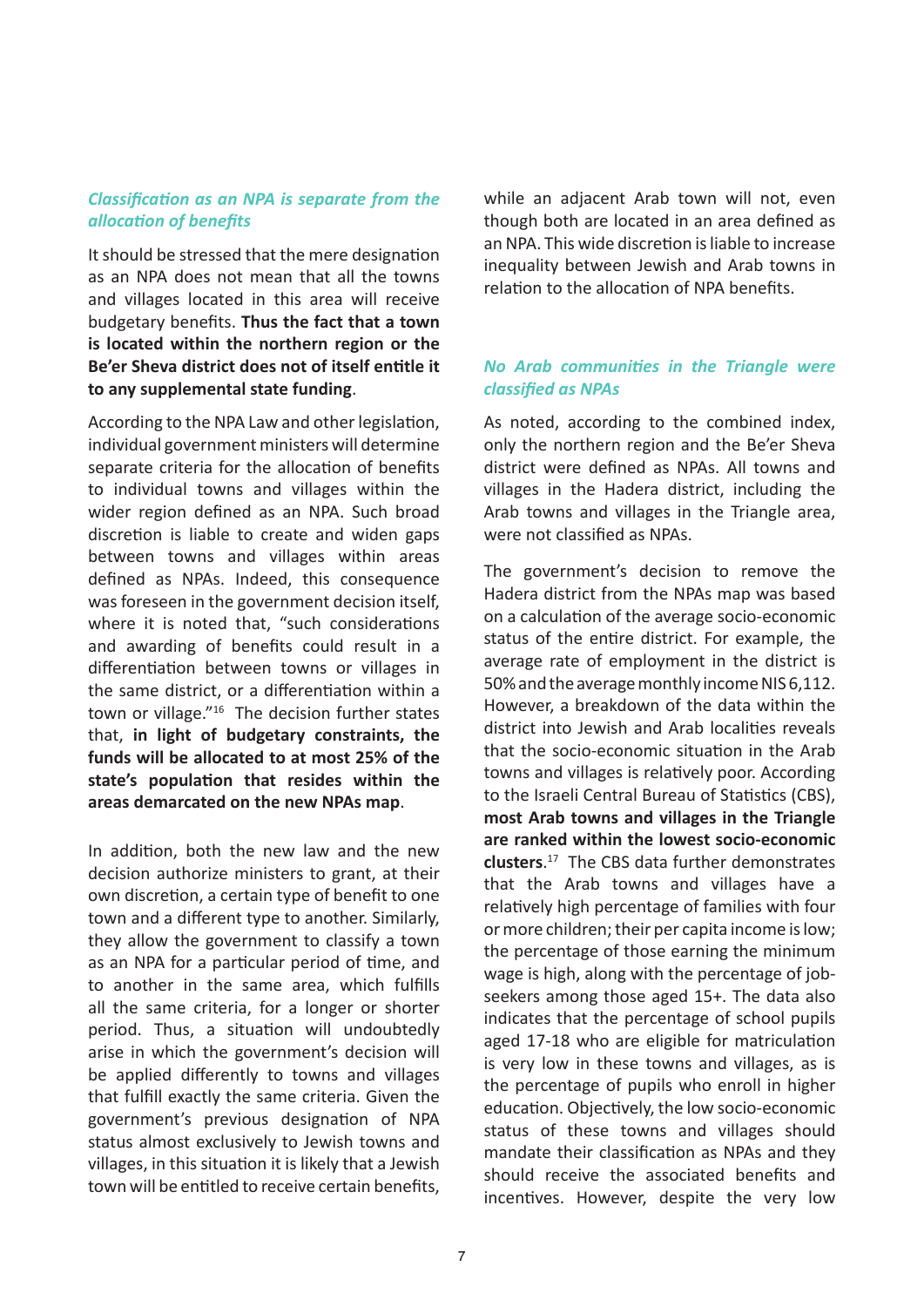### *Classification as an NPA is separate from the allocation of benefits*

It should be stressed that the mere designation as an NPA does not mean that all the towns and villages located in this area will receive budgetary benefits. **Thus the fact that a town is located within the northern region or the Be'er Sheva district does not of itself entitle it to any supplemental state funding**.

According to the NPA Law and other legislation, individual government ministers will determine separate criteria for the allocation of benefits to individual towns and villages within the wider region defined as an NPA. Such broad discretion is liable to create and widen gaps between towns and villages within areas defined as NPAs. Indeed, this consequence was foreseen in the government decision itself, where it is noted that, "such considerations and awarding of benefits could result in a differentiation between towns or villages in the same district, or a differentiation within a town or village."[16] The decision further states that, **in light of budgetary constraints, the funds will be allocated to at most 25% of the state's population that resides within the areas demarcated on the new NPAs map**.

In addition, both the new law and the new decision authorize ministers to grant, at their own discretion, a certain type of benefit to one town and a different type to another. Similarly, they allow the government to classify a town as an NPA for a particular period of time, and to another in the same area, which fulfills all the same criteria, for a longer or shorter period. Thus, a situation will undoubtedly arise in which the government's decision will be applied differently to towns and villages that fulfill exactly the same criteria. Given the government's previous designation of NPA status almost exclusively to Jewish towns and villages, in this situation it is likely that a Jewish town will be entitled to receive certain benefits, while an adjacent Arab town will not, even though both are located in an area defined as an NPA. This wide discretion is liable to increase inequality between Jewish and Arab towns in relation to the allocation of NPA benefits.

### *No Arab communities in the Triangle were classified as NPAs*

As noted, according to the combined index, only the northern region and the Be'er Sheva district were defined as NPAs. All towns and villages in the Hadera district, including the Arab towns and villages in the Triangle area, were not classified as NPAs.

The government's decision to remove the Hadera district from the NPAs map was based on a calculation of the average socio-economic status of the entire district. For example, the average rate of employment in the district is 50% and the average monthly income NIS 6,112. However, a breakdown of the data within the district into Jewish and Arab localities reveals that the socio-economic situation in the Arab towns and villages is relatively poor. According to the Israeli Central Bureau of Statistics (CBS), **most Arab towns and villages in the Triangle are ranked within the lowest socio-economic clusters**.[17] The CBS data further demonstrates that the Arab towns and villages have a relatively high percentage of families with four or more children; their per capita income is low; the percentage of those earning the minimum wage is high, along with the percentage of job-seekers among those aged 15+. The data also indicates that the percentage of school pupils aged 17-18 who are eligible for matriculation is very low in these towns and villages, as is the percentage of pupils who enroll in higher education. Objectively, the low socio-economic status of these towns and villages should mandate their classification as NPAs and they should receive the associated benefits and incentives. However, despite the very low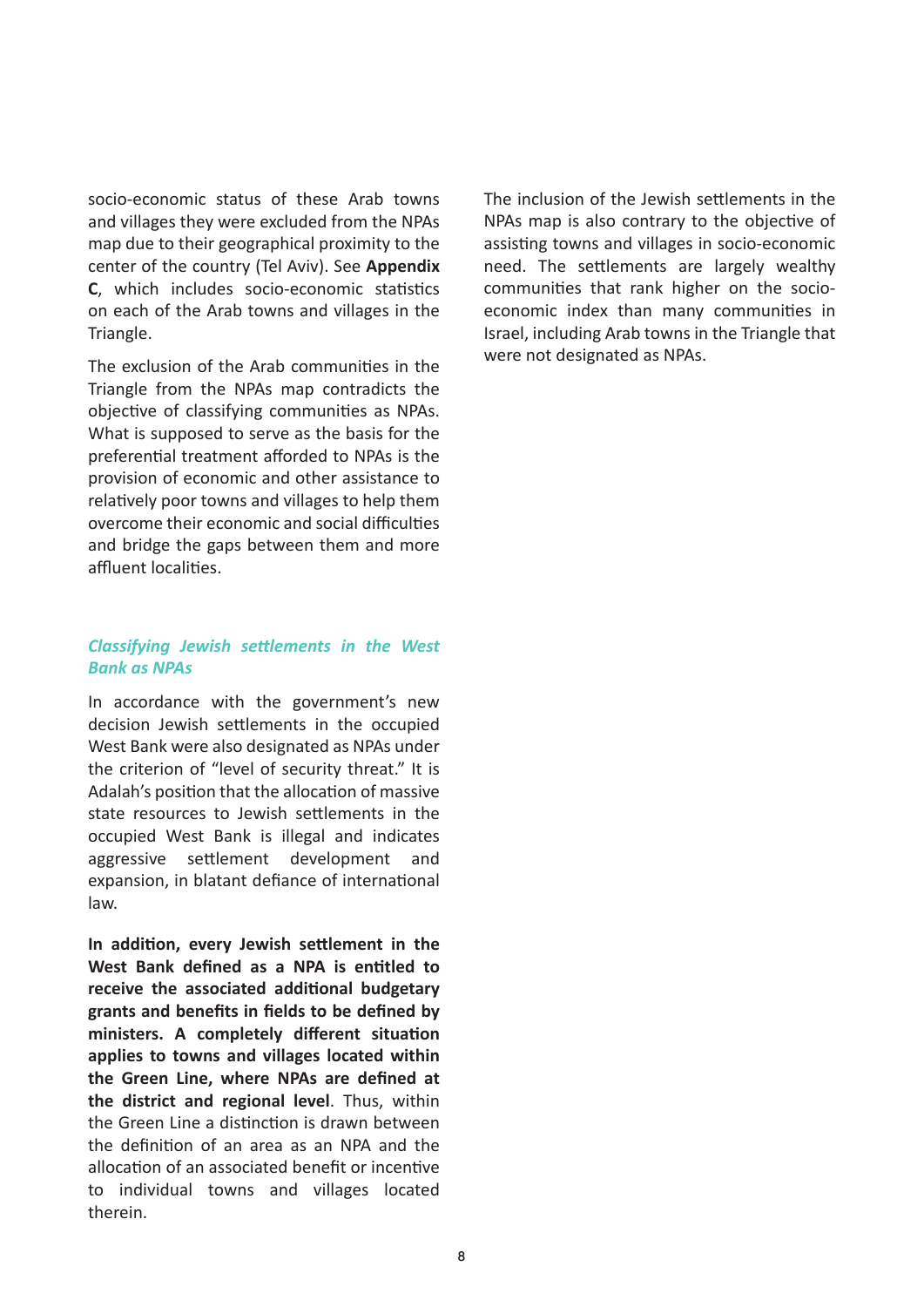socio-economic status of these Arab towns and villages they were excluded from the NPAs map due to their geographical proximity to the center of the country (Tel Aviv). See **Appendix C**, which includes socio-economic statistics on each of the Arab towns and villages in the Triangle.

The exclusion of the Arab communities in the Triangle from the NPAs map contradicts the objective of classifying communities as NPAs. What is supposed to serve as the basis for the preferential treatment afforded to NPAs is the provision of economic and other assistance to relatively poor towns and villages to help them overcome their economic and social difficulties and bridge the gaps between them and more affluent localities.

### *Classifying Jewish settlements in the West Bank as NPAs*

In accordance with the government's new decision Jewish settlements in the occupied West Bank were also designated as NPAs under the criterion of "level of security threat." It is Adalah's position that the allocation of massive state resources to Jewish settlements in the occupied West Bank is illegal and indicates aggressive settlement development and expansion, in blatant defiance of international law.

**In addition, every Jewish settlement in the West Bank defined as a NPA is entitled to receive the associated additional budgetary grants and benefits in fields to be defined by ministers. A completely different situation applies to towns and villages located within the Green Line, where NPAs are defined at the district and regional level**. Thus, within the Green Line a distinction is drawn between the definition of an area as an NPA and the allocation of an associated benefit or incentive to individual towns and villages located therein.

The inclusion of the Jewish settlements in the NPAs map is also contrary to the objective of assisting towns and villages in socio-economic need. The settlements are largely wealthy communities that rank higher on the socio-economic index than many communities in Israel, including Arab towns in the Triangle that were not designated as NPAs.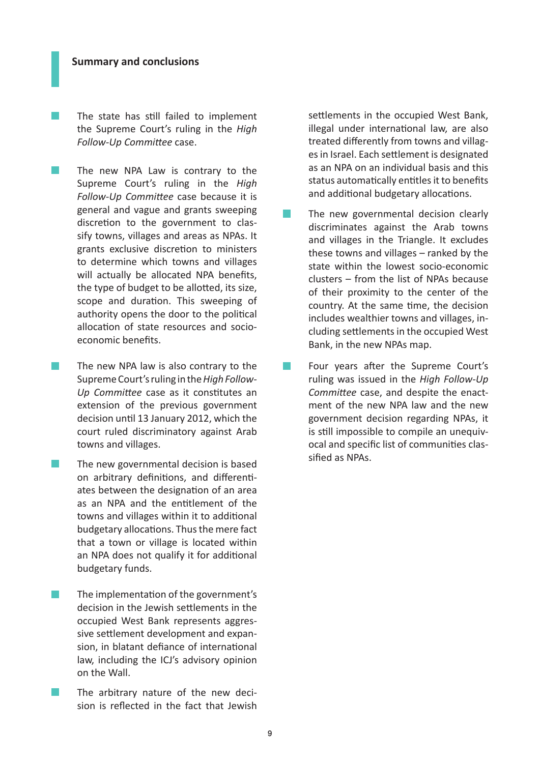## Summary and conclusions

- The state has still failed to implement the Supreme Court's ruling in the *High Follow-Up Committee* case.

- The new NPA Law is contrary to the Supreme Court's ruling in the *High Follow-Up Committee* case because it is general and vague and grants sweeping discretion to the government to classify towns, villages and areas as NPAs. It grants exclusive discretion to ministers to determine which towns and villages will actually be allocated NPA benefits, the type of budget to be allotted, its size, scope and duration. This sweeping of authority opens the door to the political allocation of state resources and socio-economic benefits.

- The new NPA law is also contrary to the Supreme Court's ruling in the *High Follow-Up Committee* case as it constitutes an extension of the previous government decision until 13 January 2012, which the court ruled discriminatory against Arab towns and villages.

- The new governmental decision is based on arbitrary definitions, and differentiates between the designation of an area as an NPA and the entitlement of the towns and villages within it to additional budgetary allocations. Thus the mere fact that a town or village is located within an NPA does not qualify it for additional budgetary funds.

- The implementation of the government's decision in the Jewish settlements in the occupied West Bank represents aggressive settlement development and expansion, in blatant defiance of international law, including the ICJ's advisory opinion on the Wall.

- The arbitrary nature of the new decision is reflected in the fact that Jewish settlements in the occupied West Bank, illegal under international law, are also treated differently from towns and villages in Israel. Each settlement is designated as an NPA on an individual basis and this status automatically entitles it to benefits and additional budgetary allocations.

- The new governmental decision clearly discriminates against the Arab towns and villages in the Triangle. It excludes these towns and villages – ranked by the state within the lowest socio-economic clusters – from the list of NPAs because of their proximity to the center of the country. At the same time, the decision includes wealthier towns and villages, including settlements in the occupied West Bank, in the new NPAs map.

- Four years after the Supreme Court's ruling was issued in the *High Follow-Up Committee* case, and despite the enactment of the new NPA law and the new government decision regarding NPAs, it is still impossible to compile an unequivocal and specific list of communities classified as NPAs.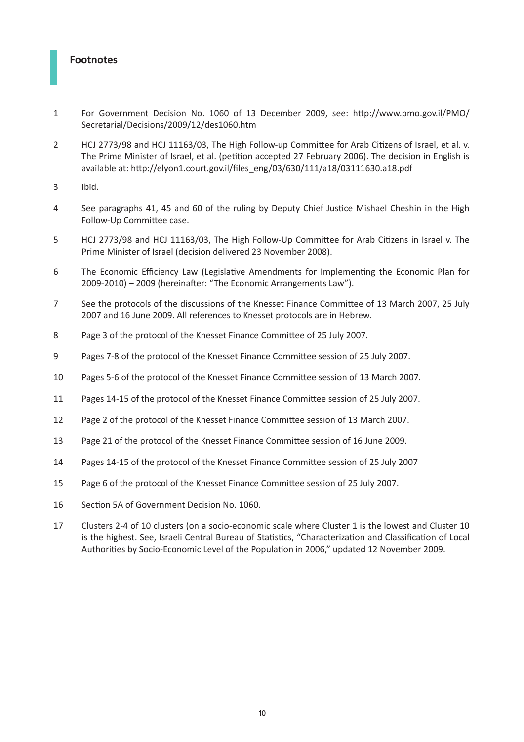## Footnotes

1. For Government Decision No. 1060 of 13 December 2009, see: http://www.pmo.gov.il/PMO/Secretarial/Decisions/2009/12/des1060.htm

2. HCJ 2773/98 and HCJ 11163/03, The High Follow-up Committee for Arab Citizens of Israel, et al. v. The Prime Minister of Israel, et al. (petition accepted 27 February 2006). The decision in English is available at: http://elyon1.court.gov.il/files_eng/03/630/111/a18/03111630.a18.pdf

3. Ibid.

4. See paragraphs 41, 45 and 60 of the ruling by Deputy Chief Justice Mishael Cheshin in the High Follow-Up Committee case.

5. HCJ 2773/98 and HCJ 11163/03, The High Follow-Up Committee for Arab Citizens in Israel v. The Prime Minister of Israel (decision delivered 23 November 2008).

6. The Economic Efficiency Law (Legislative Amendments for Implementing the Economic Plan for 2009-2010) – 2009 (hereinafter: "The Economic Arrangements Law").

7. See the protocols of the discussions of the Knesset Finance Committee of 13 March 2007, 25 July 2007 and 16 June 2009. All references to Knesset protocols are in Hebrew.

8. Page 3 of the protocol of the Knesset Finance Committee of 25 July 2007.

9. Pages 7-8 of the protocol of the Knesset Finance Committee session of 25 July 2007.

10. Pages 5-6 of the protocol of the Knesset Finance Committee session of 13 March 2007.

11. Pages 14-15 of the protocol of the Knesset Finance Committee session of 25 July 2007.

12. Page 2 of the protocol of the Knesset Finance Committee session of 13 March 2007.

13. Page 21 of the protocol of the Knesset Finance Committee session of 16 June 2009.

14. Pages 14-15 of the protocol of the Knesset Finance Committee session of 25 July 2007

15. Page 6 of the protocol of the Knesset Finance Committee session of 25 July 2007.

16. Section 5A of Government Decision No. 1060.

17. Clusters 2-4 of 10 clusters (on a socio-economic scale where Cluster 1 is the lowest and Cluster 10 is the highest. See, Israeli Central Bureau of Statistics, "Characterization and Classification of Local Authorities by Socio-Economic Level of the Population in 2006," updated 12 November 2009.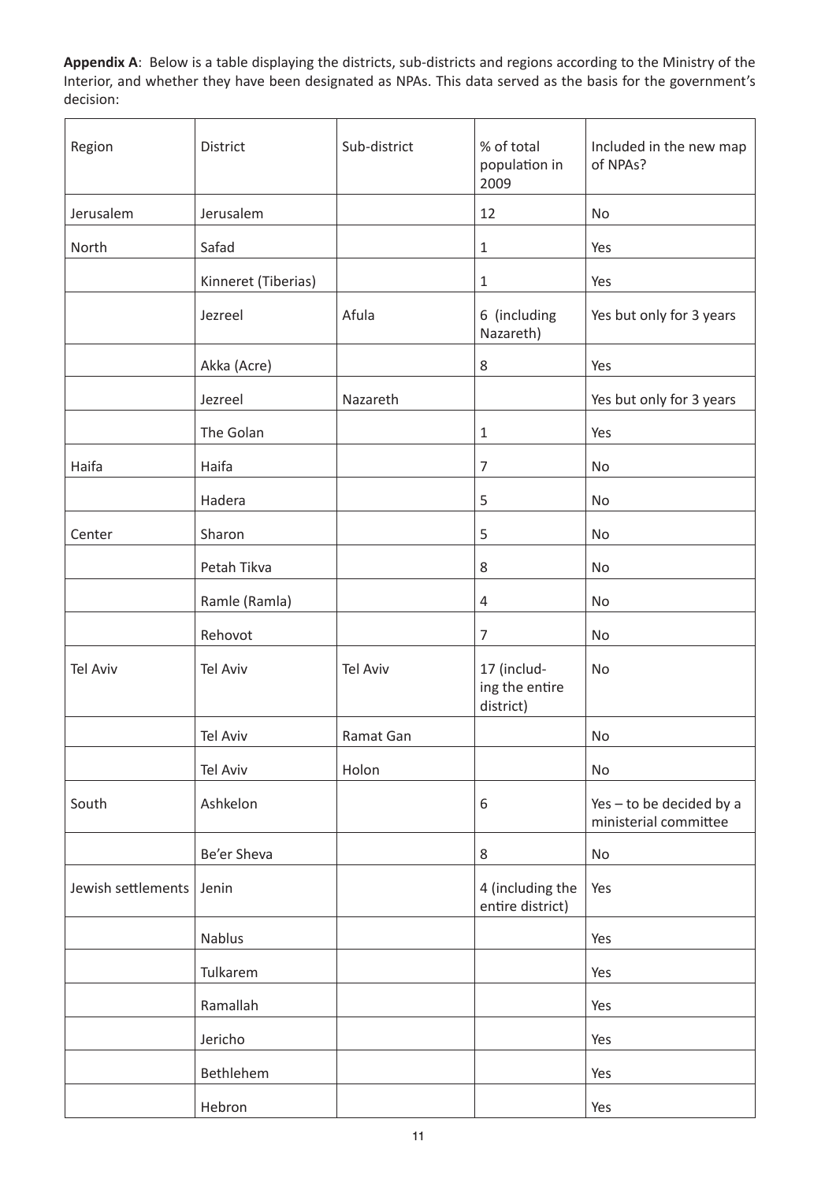**Appendix A**: Below is a table displaying the districts, sub-districts and regions according to the Ministry of the Interior, and whether they have been designated as NPAs. This data served as the basis for the government's decision:

| Region | District | Sub-district | % of total population in 2009 | Included in the new map of NPAs? |
|---|---|---|---|---|
| Jerusalem | Jerusalem | | 12 | No |
| North | Safad | | 1 | Yes |
| | Kinneret (Tiberias) | | 1 | Yes |
| | Jezreel | Afula | 6 (including Nazareth) | Yes but only for 3 years |
| | Akka (Acre) | | 8 | Yes |
| | Jezreel | Nazareth | | Yes but only for 3 years |
| | The Golan | | 1 | Yes |
| Haifa | Haifa | | 7 | No |
| | Hadera | | 5 | No |
| Center | Sharon | | 5 | No |
| | Petah Tikva | | 8 | No |
| | Ramle (Ramla) | | 4 | No |
| | Rehovot | | 7 | No |
| Tel Aviv | Tel Aviv | Tel Aviv | 17 (including the entire district) | No |
| | Tel Aviv | Ramat Gan | | No |
| | Tel Aviv | Holon | | No |
| South | Ashkelon | | 6 | Yes – to be decided by a ministerial committee |
| | Be'er Sheva | | 8 | No |
| Jewish settlements | Jenin | | 4 (including the entire district) | Yes |
| | Nablus | | | Yes |
| | Tulkarem | | | Yes |
| | Ramallah | | | Yes |
| | Jericho | | | Yes |
| | Bethlehem | | | Yes |
| | Hebron | | | Yes |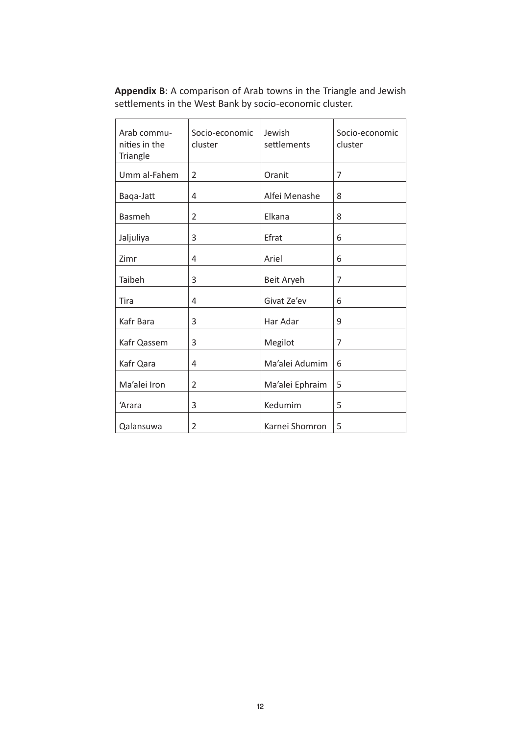**Appendix B**: A comparison of Arab towns in the Triangle and Jewish settlements in the West Bank by socio-economic cluster.

| Arab communities in the Triangle | Socio-economic cluster | Jewish settlements | Socio-economic cluster |
|---|---|---|---|
| Umm al-Fahem | 2 | Oranit | 7 |
| Baqa-Jatt | 4 | Alfei Menashe | 8 |
| Basmeh | 2 | Elkana | 8 |
| Jaljuliya | 3 | Efrat | 6 |
| Zimr | 4 | Ariel | 6 |
| Taibeh | 3 | Beit Aryeh | 7 |
| Tira | 4 | Givat Ze'ev | 6 |
| Kafr Bara | 3 | Har Adar | 9 |
| Kafr Qassem | 3 | Megilot | 7 |
| Kafr Qara | 4 | Ma'alei Adumim | 6 |
| Ma'alei Iron | 2 | Ma'alei Ephraim | 5 |
| 'Arara | 3 | Kedumim | 5 |
| Qalansuwa | 2 | Karnei Shomron | 5 |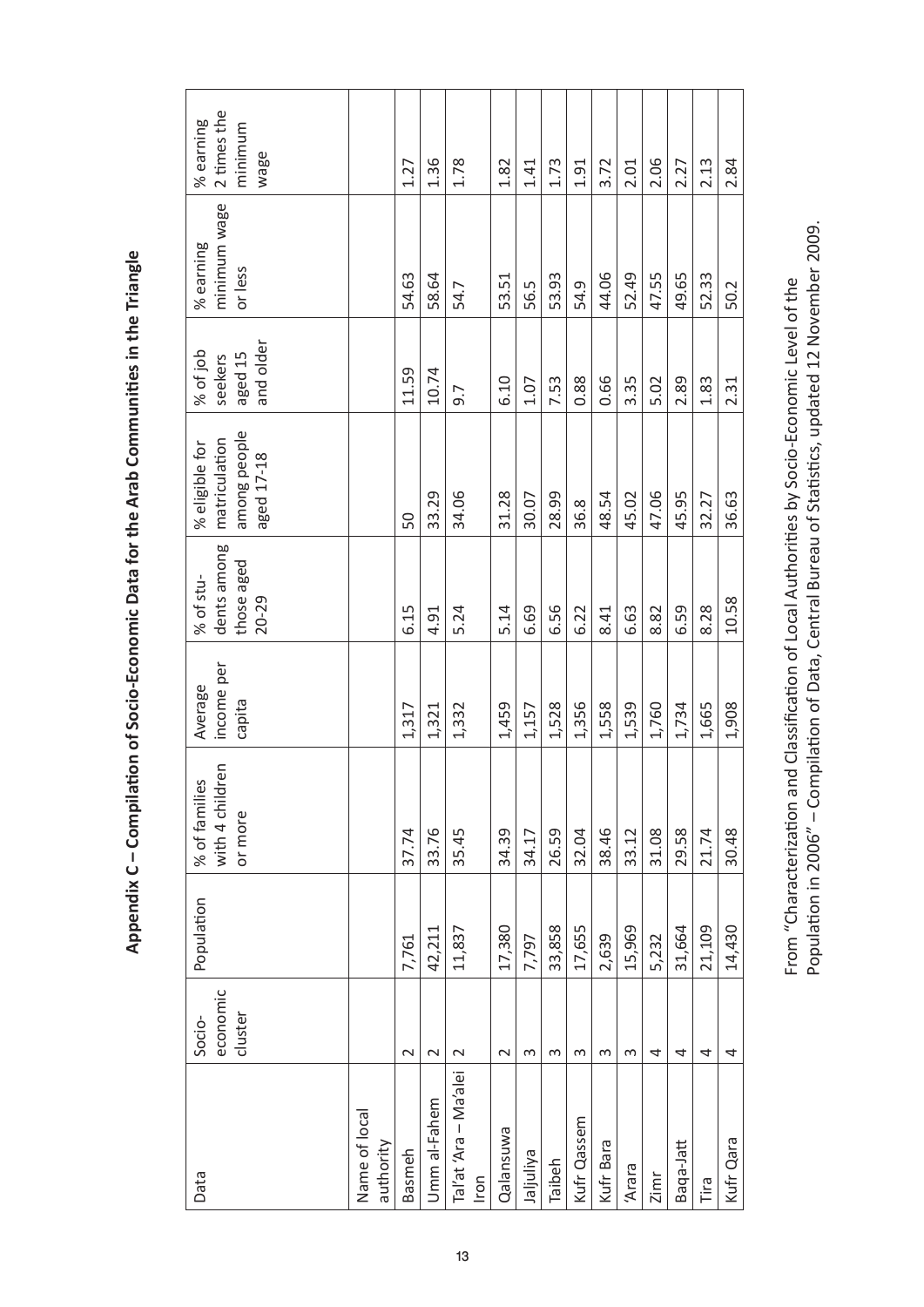# Appendix C – Compilation of Socio-Economic Data for the Arab Communities in the Triangle

| Data | Socio-economic cluster | Population | % of families with 4 children or more | Average income per capita | % of stu-dents among those aged 20-29 | % eligible for matriculation among people aged 17-18 | % of job seekers aged 15 and older | % earning minimum wage or less | % earning 2 times the minimum wage |
|---|---|---|---|---|---|---|---|---|---|
| Name of local authority | | | | | | | | | |
| Basmeh | 2 | 7,761 | 37.74 | 1,317 | 6.15 | 50 | 11.59 | 54.63 | 1.27 |
| Umm al-Fahem | 2 | 42,211 | 33.76 | 1,321 | 4.91 | 33.29 | 10.74 | 58.64 | 1.36 |
| Tal'at 'Ara – Ma'alei Iron | 2 | 11,837 | 35.45 | 1,332 | 5.24 | 34.06 | 9.7 | 54.7 | 1.78 |
| Qalansuwa | 2 | 17,380 | 34.39 | 1,459 | 5.14 | 31.28 | 6.10 | 53.51 | 1.82 |
| Jaljuliya | 3 | 7,797 | 34.17 | 1,157 | 6.69 | 30.07 | 1.07 | 56.5 | 1.41 |
| Taibeh | 3 | 33,858 | 26.59 | 1,528 | 6.56 | 28.99 | 7.53 | 53.93 | 1.73 |
| Kufr Qassem | 3 | 17,655 | 32.04 | 1,356 | 6.22 | 36.8 | 0.88 | 54.9 | 1.91 |
| Kufr Bara | 3 | 2,639 | 38.46 | 1,558 | 8.41 | 48.54 | 0.66 | 44.06 | 3.72 |
| 'Arara | 3 | 15,969 | 33.12 | 1,539 | 6.63 | 45.02 | 3.35 | 52.49 | 2.01 |
| Zimr | 4 | 5,232 | 31.08 | 1,760 | 8.82 | 47.06 | 5.02 | 47.55 | 2.06 |
| Baqa-Jatt | 4 | 31,664 | 29.58 | 1,734 | 6.59 | 45.95 | 2.89 | 49.65 | 2.27 |
| Tira | 4 | 21,109 | 21.74 | 1,665 | 8.28 | 32.27 | 1.83 | 52.33 | 2.13 |
| Kufr Qara | 4 | 14,430 | 30.48 | 1,908 | 10.58 | 36.63 | 2.31 | 50.2 | 2.84 |

From "Characterization and Classification of Local Authorities by Socio-Economic Level of the Population in 2006" – Compilation of Data, Central Bureau of Statistics, updated 12 November 2009.